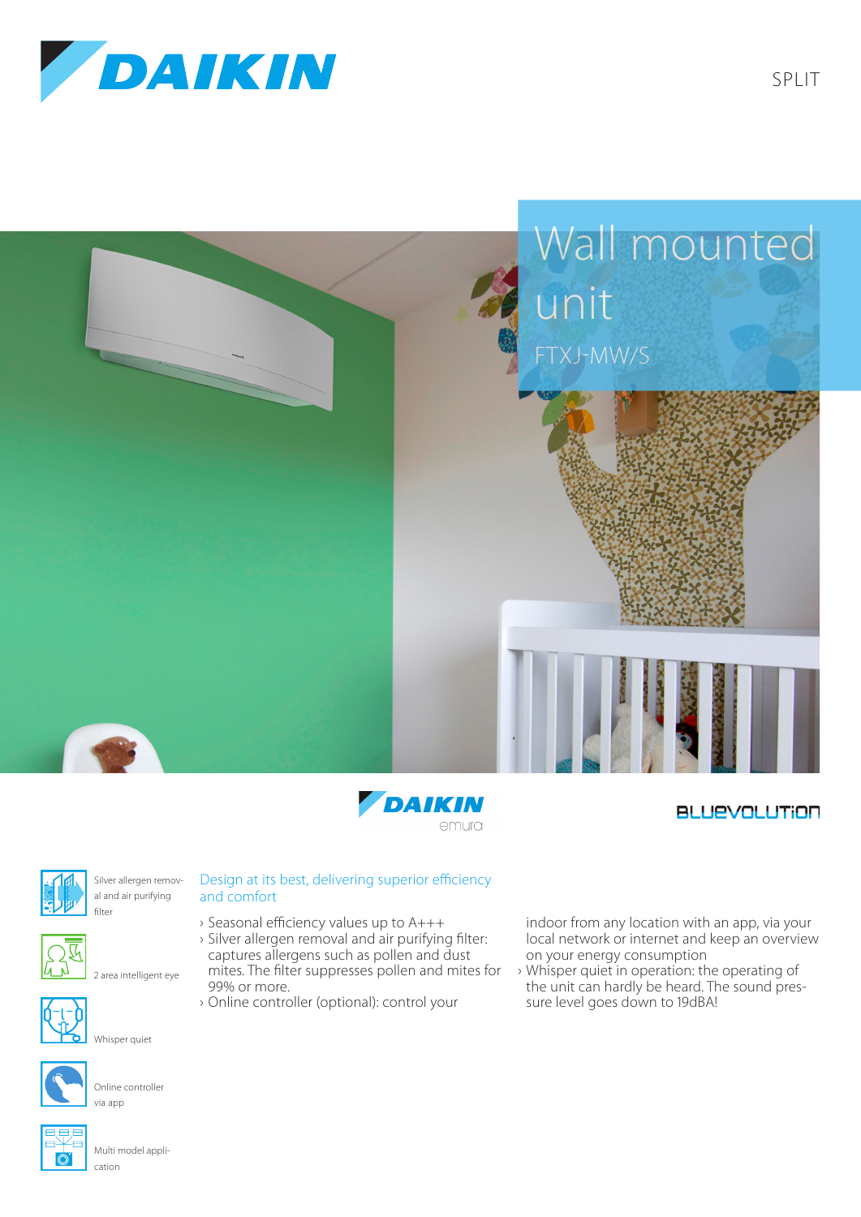DAIKIN

SPLIT

# Wall mounted unit

FTXJ-MW/S

DAIKIN emura

BLUEVOLUTION

Silver allergen removal and air purifying filter

2 area intelligent eye

Whisper quiet

Online controller via app

Multi model application

## Design at its best, delivering superior efficiency and comfort

- Seasonal efficiency values up to A+++
- Silver allergen removal and air purifying filter: captures allergens such as pollen and dust mites. The filter suppresses pollen and mites for 99% or more.
- Online controller (optional): control your indoor from any location with an app, via your local network or internet and keep an overview on your energy consumption
- Whisper quiet in operation: the operating of the unit can hardly be heard. The sound pressure level goes down to 19dBA!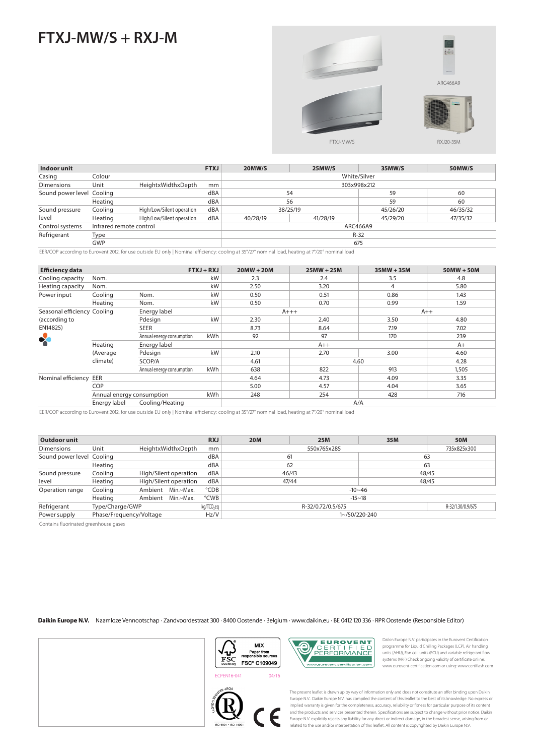# FTXJ-MW/S + RXJ-M

ARC466A9

FTXJ-MW/S

RXJ20-35M

| Indoor unit | | | FTXJ | 20MW/S | 25MW/S | 35MW/S | 50MW/S |
|---|---|---|---|---|---|---|---|
| Casing | Colour | | | White/Silver | | | |
| Dimensions | Unit | HeightxWidthxDepth | mm | 303x998x212 | | | |
| Sound power level | Cooling | | dBA | 54 | | 59 | 60 |
| | Heating | | dBA | 56 | | 59 | 60 |
| Sound pressure level | Cooling | High/Low/Silent operation | dBA | 38/25/19 | | 45/26/20 | 46/35/32 |
| | Heating | High/Low/Silent operation | dBA | 40/28/19 | 41/28/19 | 45/29/20 | 47/35/32 |
| Control systems | Infrared remote control | | | ARC466A9 | | | |
| Refrigerant | Type | | | R-32 | | | |
| | GWP | | | 675 | | | |

EER/COP according to Eurovent 2012, for use outside EU only | Nominal efficiency: cooling at 35°/27° nominal load, heating at 7°/20° nominal load

| Efficiency data | | | FTXJ + RXJ | 20MW + 20M | 25MW + 25M | 35MW + 35M | 50MW + 50M |
|---|---|---|---|---|---|---|---|
| Cooling capacity | Nom. | | kW | 2.3 | 2.4 | 3.5 | 4.8 |
| Heating capacity | Nom. | | kW | 2.50 | 3.20 | 4 | 5.80 |
| Power input | Cooling | Nom. | kW | 0.50 | 0.51 | 0.86 | 1.43 |
| | Heating | Nom. | kW | 0.50 | 0.70 | 0.99 | 1.59 |
| Seasonal efficiency (according to EN14825) | Cooling | Energy label | | A+++ | | A++ | |
| | | Pdesign | kW | 2.30 | 2.40 | 3.50 | 4.80 |
| | | SEER | | 8.73 | 8.64 | 7.19 | 7.02 |
| | | Annual energy consumption | kWh | 92 | 97 | 170 | 239 |
| | Heating (Average climate) | Energy label | | A++ | | | A+ |
| | | Pdesign | kW | 2.10 | 2.70 | 3.00 | 4.60 |
| | | SCOP/A | | 4.61 | 4.60 | | 4.28 |
| | | Annual energy consumption | kWh | 638 | 822 | 913 | 1,505 |
| Nominal efficiency | EER | | | 4.64 | 4.73 | 4.09 | 3.35 |
| | COP | | | 5.00 | 4.57 | 4.04 | 3.65 |
| | Annual energy consumption | | kWh | 248 | 254 | 428 | 716 |
| | Energy label | Cooling/Heating | | A/A | | | |

EER/COP according to Eurovent 2012, for use outside EU only | Nominal efficiency: cooling at 35°/27° nominal load, heating at 7°/20° nominal load

| Outdoor unit | | | RXJ | 20M | 25M | 35M | 50M |
|---|---|---|---|---|---|---|---|
| Dimensions | Unit | HeightxWidthxDepth | mm | 550x765x285 | | | 735x825x300 |
| Sound power level | Cooling | | dBA | 61 | | 63 | |
| | Heating | | dBA | 62 | | 63 | |
| Sound pressure level | Cooling | High/Silent operation | dBA | 46/43 | | 48/45 | |
| | Heating | High/Silent operation | dBA | 47/44 | | 48/45 | |
| Operation range | Cooling | Ambient Min.~Max. | °CDB | -10~46 | | | |
| | Heating | Ambient Min.~Max. | °CWB | -15~18 | | | |
| Refrigerant | Type/Charge/GWP | | kg/$TCO_2$eq | R-32/0.72/0.5/675 | | | R-32/1.30/0.9/675 |
| Power supply | Phase/Frequency/Voltage | | Hz/V | 1~/50/220-240 | | | |

Contains fluorinated greenhouse gases

**Daikin Europe N.V.** Naamloze Vennootschap · Zandvoordestraat 300 · 8400 Oostende · Belgium · www.daikin.eu · BE 0412 120 336 · RPR Oostende (Responsible Editor)

MIX Paper from responsible sources FSC® C109049

ECPEN16-041 04/16

Daikin Europe N.V. participates in the Eurovent Certification programme for Liquid Chilling Packages (LCP), Air handling units (AHU), Fan coil units (FCU) and variable refrigerant flow systems (VRF) Check ongoing validity of certificate online: www.eurovent-certification.com or using: www.certiflash.com

The present leaflet is drawn up by way of information only and does not constitute an offer binding upon Daikin Europe N.V.. Daikin Europe N.V. has compiled the content of this leaflet to the best of its knowledge. No express or implied warranty is given for the completeness, accuracy, reliability or fitness for particular purpose of its content and the products and services presented therein. Specifications are subject to change without prior notice. Daikin Europe N.V. explicitly rejects any liability for any direct or indirect damage, in the broadest sense, arising from or related to the use and/or interpretation of this leaflet. All content is copyrighted by Daikin Europe N.V.